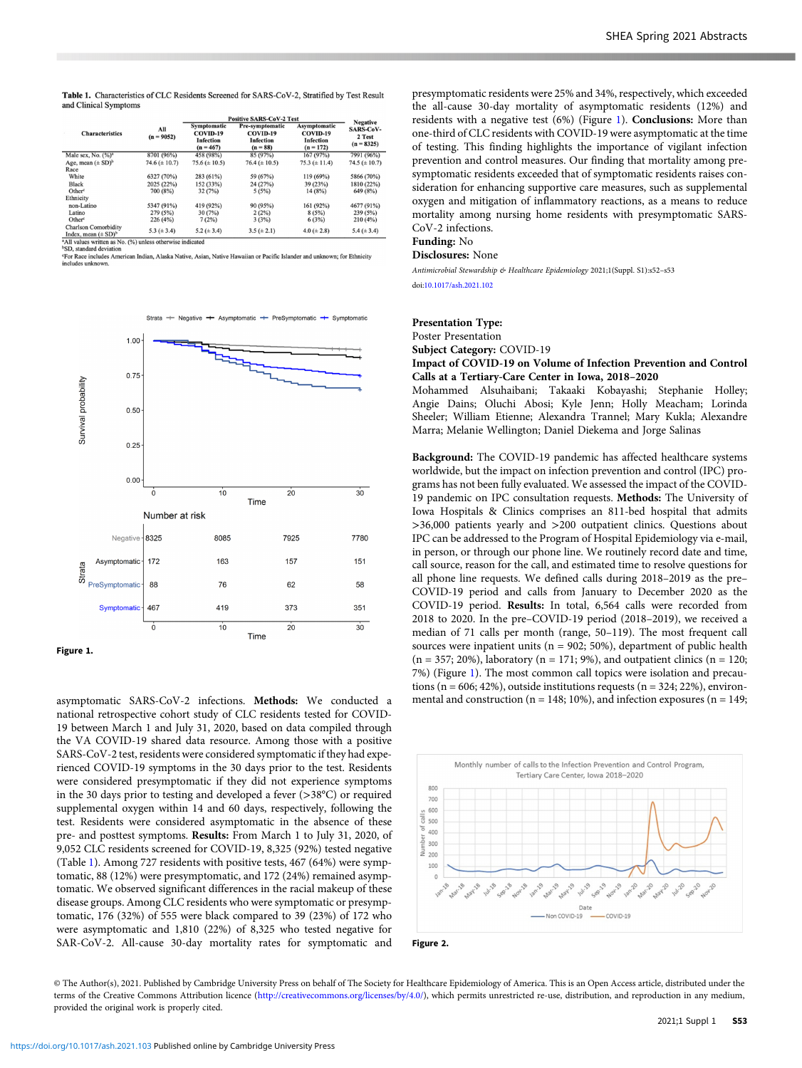**Table 1.** Characteristics of CLC Residents Screened for SARS-CoV-2, Stratified by Test Result and Clinical Symptoms

| Characteristics | All (n = 9052) | Positive SARS-CoV-2 Test: Symptomatic COVID-19 Infection (n = 467) | Positive SARS-CoV-2 Test: Pre-symptomatic COVID-19 Infection (n = 88) | Positive SARS-CoV-2 Test: Asymptomatic COVID-19 Infection (n = 172) | Negative SARS-CoV-2 Test (n = 8325) |
|---|---|---|---|---|---|
| Male sex, No. (%)[a] | 8701 (96%) | 458 (98%) | 85 (97%) | 167 (97%) | 7991 (96%) |
| Age, mean (± SD)[b] | 74.6 (± 10.7) | 75.6 (± 10.5) | 76.4 (± 10.5) | 75.3 (± 11.4) | 74.5 (± 10.7) |
| Race | | | | | |
| White | 6327 (70%) | 283 (61%) | 59 (67%) | 119 (69%) | 5866 (70%) |
| Black | 2025 (22%) | 152 (33%) | 24 (27%) | 39 (23%) | 1810 (22%) |
| Other[c] | 700 (8%) | 32 (7%) | 5 (5%) | 14 (8%) | 649 (8%) |
| Ethnicity | | | | | |
| non-Latino | 5347 (91%) | 419 (92%) | 90 (95%) | 161 (92%) | 4677 (91%) |
| Latino | 279 (5%) | 30 (7%) | 2 (2%) | 8 (5%) | 239 (5%) |
| Other[c] | 226 (4%) | 7 (2%) | 3 (3%) | 6 (3%) | 210 (4%) |
| Charlson Comorbidity Index, mean (± SD)[b] | 5.3 (± 3.4) | 5.2 (± 3.4) | 3.5 (± 2.1) | 4.0 (± 2.8) | 5.4 (± 3.4) |

[a]All values written as No. (%) unless otherwise indicated
[b]SD, standard deviation
[c]For Race includes American Indian, Alaska Native, Asian, Native Hawaiian or Pacific Islander and unknown; for Ethnicity includes unknown.

**Figure 1.**

asymptomatic SARS-CoV-2 infections. **Methods:** We conducted a national retrospective cohort study of CLC residents tested for COVID-19 between March 1 and July 31, 2020, based on data compiled through the VA COVID-19 shared data resource. Among those with a positive SARS-CoV-2 test, residents were considered symptomatic if they had experienced COVID-19 symptoms in the 30 days prior to the test. Residents were considered presymptomatic if they did not experience symptoms in the 30 days prior to testing and developed a fever (>38°C) or required supplemental oxygen within 14 and 60 days, respectively, following the test. Residents were considered asymptomatic in the absence of these pre- and posttest symptoms. **Results:** From March 1 to July 31, 2020, of 9,052 CLC residents screened for COVID-19, 8,325 (92%) tested negative (Table 1). Among 727 residents with positive tests, 467 (64%) were symptomatic, 88 (12%) were presymptomatic, and 172 (24%) remained asymptomatic. We observed significant differences in the racial makeup of these disease groups. Among CLC residents who were symptomatic or presymptomatic, 176 (32%) of 555 were black compared to 39 (23%) of 172 who were asymptomatic and 1,810 (22%) of 8,325 who tested negative for SAR-CoV-2. All-cause 30-day mortality rates for symptomatic and presymptomatic residents were 25% and 34%, respectively, which exceeded the all-cause 30-day mortality of asymptomatic residents (12%) and residents with a negative test (6%) (Figure 1). **Conclusions:** More than one-third of CLC residents with COVID-19 were asymptomatic at the time of testing. This finding highlights the importance of vigilant infection prevention and control measures. Our finding that mortality among presymptomatic residents exceeded that of symptomatic residents raises consideration for enhancing supportive care measures, such as supplemental oxygen and mitigation of inflammatory reactions, as a means to reduce mortality among nursing home residents with presymptomatic SARS-CoV-2 infections.

**Funding:** No

**Disclosures:** None

*Antimicrobial Stewardship & Healthcare Epidemiology* 2021;1(Suppl. S1):s52–s53
doi:10.1017/ash.2021.102

**Presentation Type:**
Poster Presentation
**Subject Category:** COVID-19

**Impact of COVID-19 on Volume of Infection Prevention and Control Calls at a Tertiary-Care Center in Iowa, 2018–2020**

Mohammed Alsuhaibani; Takaaki Kobayashi; Stephanie Holley; Angie Dains; Oluchi Abosi; Kyle Jenn; Holly Meacham; Lorinda Sheeler; William Etienne; Alexandra Trannel; Mary Kukla; Alexandre Marra; Melanie Wellington; Daniel Diekema and Jorge Salinas

**Background:** The COVID-19 pandemic has affected healthcare systems worldwide, but the impact on infection prevention and control (IPC) programs has not been fully evaluated. We assessed the impact of the COVID-19 pandemic on IPC consultation requests. **Methods:** The University of Iowa Hospitals & Clinics comprises an 811-bed hospital that admits >36,000 patients yearly and >200 outpatient clinics. Questions about IPC can be addressed to the Program of Hospital Epidemiology via e-mail, in person, or through our phone line. We routinely record date and time, call source, reason for the call, and estimated time to resolve questions for all phone line requests. We defined calls during 2018–2019 as the pre–COVID-19 period and calls from January to December 2020 as the COVID-19 period. **Results:** In total, 6,564 calls were recorded from 2018 to 2020. In the pre–COVID-19 period (2018–2019), we received a median of 71 calls per month (range, 50–119). The most frequent call sources were inpatient units (n = 902; 50%), department of public health (n = 357; 20%), laboratory (n = 171; 9%), and outpatient clinics (n = 120; 7%) (Figure 1). The most common call topics were isolation and precautions (n = 606; 42%), outside institutions requests (n = 324; 22%), environmental and construction (n = 148; 10%), and infection exposures (n = 149;

**Figure 2.**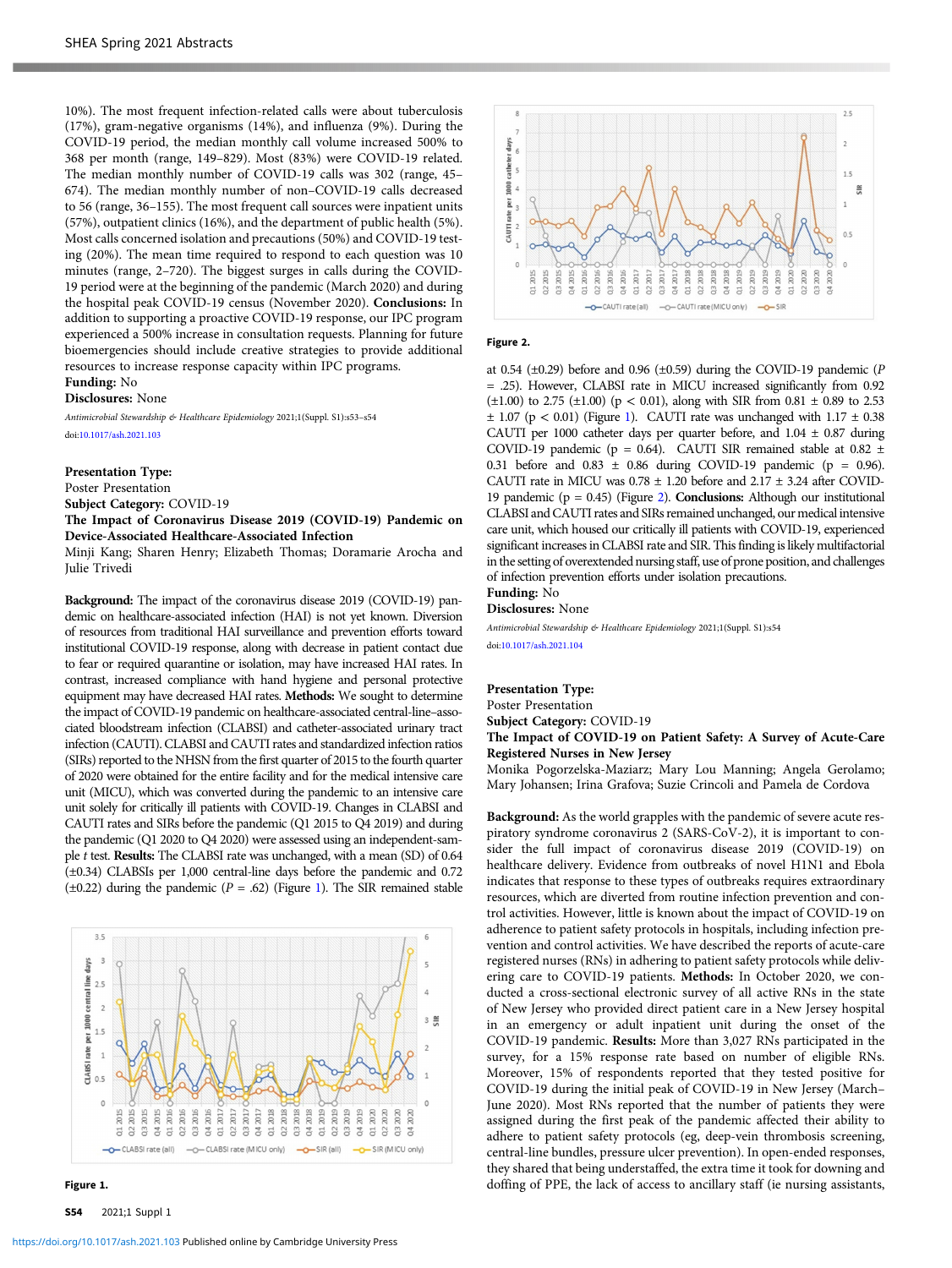10%). The most frequent infection-related calls were about tuberculosis (17%), gram-negative organisms (14%), and influenza (9%). During the COVID-19 period, the median monthly call volume increased 500% to 368 per month (range, 149–829). Most (83%) were COVID-19 related. The median monthly number of COVID-19 calls was 302 (range, 45–674). The median monthly number of non–COVID-19 calls decreased to 56 (range, 36–155). The most frequent call sources were inpatient units (57%), outpatient clinics (16%), and the department of public health (5%). Most calls concerned isolation and precautions (50%) and COVID-19 testing (20%). The mean time required to respond to each question was 10 minutes (range, 2–720). The biggest surges in calls during the COVID-19 period were at the beginning of the pandemic (March 2020) and during the hospital peak COVID-19 census (November 2020). **Conclusions:** In addition to supporting a proactive COVID-19 response, our IPC program experienced a 500% increase in consultation requests. Planning for future bioemergencies should include creative strategies to provide additional resources to increase response capacity within IPC programs.

**Funding:** No

**Disclosures:** None

*Antimicrobial Stewardship & Healthcare Epidemiology* 2021;1(Suppl. S1):s53–s54

doi:10.1017/ash.2021.103

**Presentation Type:**

Poster Presentation

**Subject Category:** COVID-19

**The Impact of Coronavirus Disease 2019 (COVID-19) Pandemic on Device-Associated Healthcare-Associated Infection**

Minji Kang; Sharen Henry; Elizabeth Thomas; Doramarie Arocha and Julie Trivedi

**Background:** The impact of the coronavirus disease 2019 (COVID-19) pandemic on healthcare-associated infection (HAI) is not yet known. Diversion of resources from traditional HAI surveillance and prevention efforts toward institutional COVID-19 response, along with decrease in patient contact due to fear or required quarantine or isolation, may have increased HAI rates. In contrast, increased compliance with hand hygiene and personal protective equipment may have decreased HAI rates. **Methods:** We sought to determine the impact of COVID-19 pandemic on healthcare-associated central-line–associated bloodstream infection (CLABSI) and catheter-associated urinary tract infection (CAUTI). CLABSI and CAUTI rates and standardized infection ratios (SIRs) reported to the NHSN from the first quarter of 2015 to the fourth quarter of 2020 were obtained for the entire facility and for the medical intensive care unit (MICU), which was converted during the pandemic to an intensive care unit solely for critically ill patients with COVID-19. Changes in CLABSI and CAUTI rates and SIRs before the pandemic (Q1 2015 to Q4 2019) and during the pandemic (Q1 2020 to Q4 2020) were assessed using an independent-sample *t* test. **Results:** The CLABSI rate was unchanged, with a mean (SD) of 0.64 (±0.34) CLABSIs per 1,000 central-line days before the pandemic and 0.72 (±0.22) during the pandemic ($P = .62$) (Figure 1). The SIR remained stable at 0.54 (±0.29) before and 0.96 (±0.59) during the COVID-19 pandemic ($P = .25$). However, CLABSI rate in MICU increased significantly from 0.92 (±1.00) to 2.75 (±1.00) ($p < 0.01$), along with SIR from 0.81 ± 0.89 to 2.53 ± 1.07 ($p < 0.01$) (Figure 1). CAUTI rate was unchanged with 1.17 ± 0.38 CAUTI per 1000 catheter days per quarter before, and 1.04 ± 0.87 during COVID-19 pandemic ($p = 0.64$). CAUTI SIR remained stable at 0.82 ± 0.31 before and 0.83 ± 0.86 during COVID-19 pandemic ($p = 0.96$). CAUTI rate in MICU was 0.78 ± 1.20 before and 2.17 ± 3.24 after COVID-19 pandemic ($p = 0.45$) (Figure 2). **Conclusions:** Although our institutional CLABSI and CAUTI rates and SIRs remained unchanged, our medical intensive care unit, which housed our critically ill patients with COVID-19, experienced significant increases in CLABSI rate and SIR. This finding is likely multifactorial in the setting of overextended nursing staff, use of prone position, and challenges of infection prevention efforts under isolation precautions.

**Funding:** No

**Disclosures:** None

*Antimicrobial Stewardship & Healthcare Epidemiology* 2021;1(Suppl. S1):s54

doi:10.1017/ash.2021.104

CLABSI rate per 1000 central line days
SIR
Q1 2015 Q2 2015 Q3 2015 Q4 2015 Q1 2016 Q2 2016 Q3 2016 Q4 2016 Q1 2017 Q2 2017 Q3 2017 Q4 2017 Q1 2018 Q2 2018 Q3 2018 Q4 2018 Q1 2019 Q2 2019 Q3 2019 Q4 2019 Q1 2020 Q2 2020 Q3 2020 Q4 2020
CLABSI rate (all) CLABSI rate (MICU only) SIR (all) SIR (MICU only)

**Figure 1.**

CAUTI rate per 1000 catheter days
SIR
Q1 2015 Q2 2015 Q3 2015 Q4 2015 Q1 2016 Q2 2016 Q3 2016 Q4 2016 Q1 2017 Q2 2017 Q3 2017 Q4 2017 Q1 2018 Q2 2018 Q3 2018 Q4 2018 Q1 2019 Q2 2019 Q3 2019 Q4 2019 Q1 2020 Q2 2020 Q3 2020 Q4 2020
CAUTI rate (all) CAUTI rate (MICU only) SIR

**Figure 2.**

**Presentation Type:**

Poster Presentation

**Subject Category:** COVID-19

**The Impact of COVID-19 on Patient Safety: A Survey of Acute-Care Registered Nurses in New Jersey**

Monika Pogorzelska-Maziarz; Mary Lou Manning; Angela Gerolamo; Mary Johansen; Irina Grafova; Suzie Crincoli and Pamela de Cordova

**Background:** As the world grapples with the pandemic of severe acute respiratory syndrome coronavirus 2 (SARS-CoV-2), it is important to consider the full impact of coronavirus disease 2019 (COVID-19) on healthcare delivery. Evidence from outbreaks of novel H1N1 and Ebola indicates that response to these types of outbreaks requires extraordinary resources, which are diverted from routine infection prevention and control activities. However, little is known about the impact of COVID-19 on adherence to patient safety protocols in hospitals, including infection prevention and control activities. We have described the reports of acute-care registered nurses (RNs) in adhering to patient safety protocols while delivering care to COVID-19 patients. **Methods:** In October 2020, we conducted a cross-sectional electronic survey of all active RNs in the state of New Jersey who provided direct patient care in a New Jersey hospital in an emergency or adult inpatient unit during the onset of the COVID-19 pandemic. **Results:** More than 3,027 RNs participated in the survey, for a 15% response rate based on number of eligible RNs. Moreover, 15% of respondents reported that they tested positive for COVID-19 during the initial peak of COVID-19 in New Jersey (March–June 2020). Most RNs reported that the number of patients they were assigned during the first peak of the pandemic affected their ability to adhere to patient safety protocols (eg, deep-vein thrombosis screening, central-line bundles, pressure ulcer prevention). In open-ended responses, they shared that being understaffed, the extra time it took for downing and doffing of PPE, the lack of access to ancillary staff (ie nursing assistants,